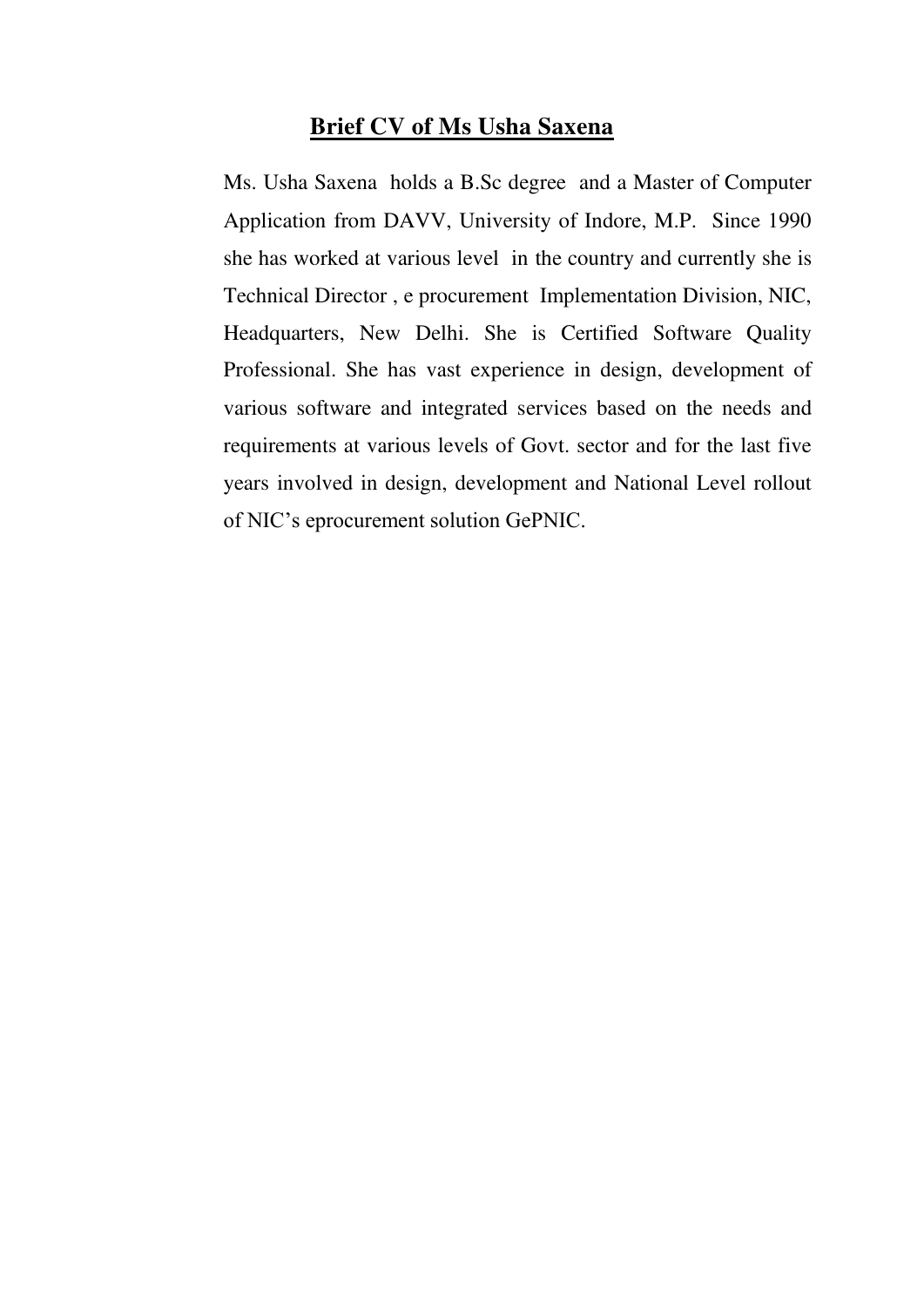# **Brief CV of Ms Usha Saxena**

Ms. Usha Saxena holds a B.Sc degree and a Master of Computer Application from DAVV, University of Indore, M.P. Since 1990 she has worked at various level in the country and currently she is Technical Director , e procurement Implementation Division, NIC, Headquarters, New Delhi. She is Certified Software Quality Professional. She has vast experience in design, development of various software and integrated services based on the needs and requirements at various levels of Govt. sector and for the last five years involved in design, development and National Level rollout of NIC's eprocurement solution GePNIC.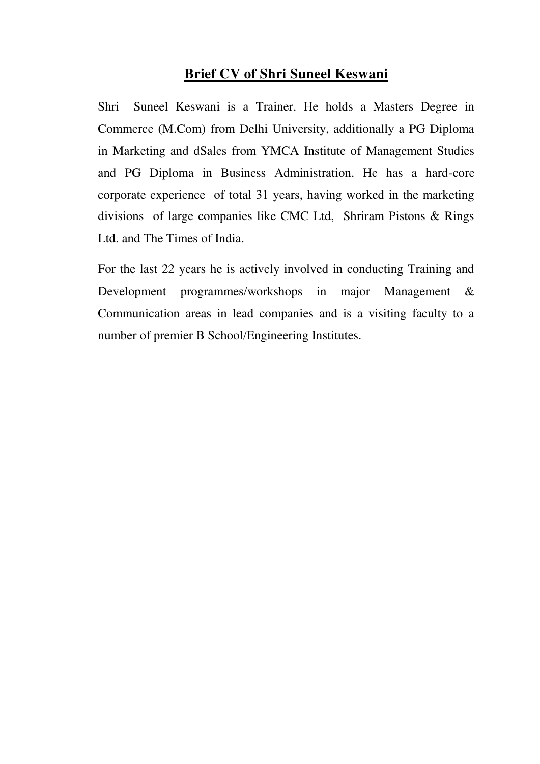# Brief CV of Shri Suneel Keswani

Shri Suneel Keswani is a Trainer. He holds a Masters Degree in Commerce (M.Com) from Delhi University, additionally a PG Diploma in Marketing and dSales from YMCA Institute of Management Studies and PG Diploma in Business Administration. He has a hard-core corporate experience of total 31 years, having worked in the marketing divisions of large companies like CMC Ltd, Shriram Pistons & Rings Ltd. and The Times of India.

For the last 22 years he is actively involved in conducting Training and Development programmes/workshops in major Management & Communication areas in lead companies and is a visiting faculty to a number of premier B School/Engineering Institutes.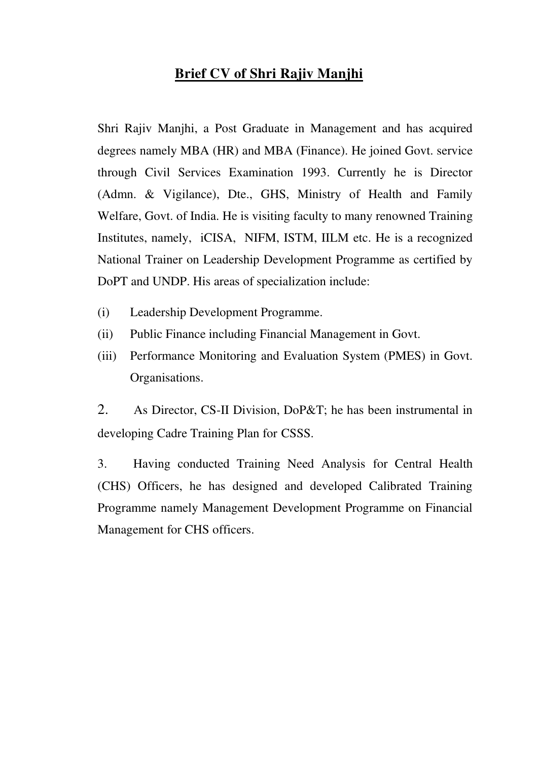# **Brief CV of Shri Rajiv Manjhi**

Shri Rajiv Manjhi, a Post Graduate in Management and has acquired degrees namely MBA (HR) and MBA (Finance). He joined Govt. service through Civil Services Examination 1993. Currently he is Director (Admn. & Vigilance), Dte., GHS, Ministry of Health and Family Welfare, Govt. of India. He is visiting faculty to many renowned Training Institutes, namely, iCISA, NIFM, ISTM, IILM etc. He is a recognized National Trainer on Leadership Development Programme as certified by DoPT and UNDP. His areas of specialization include:

(i) Leadership Development Programme.

(ii) Public Finance including Financial Management in Govt.

(iii) Performance Monitoring and Evaluation System (PMES) in Govt. Organisations.

2. As Director, CS-II Division, DoP&T; he has been instrumental in developing Cadre Training Plan for CSSS.

3. Having conducted Training Need Analysis for Central Health (CHS) Officers, he has designed and developed Calibrated Training Programme namely Management Development Programme on Financial Management for CHS officers.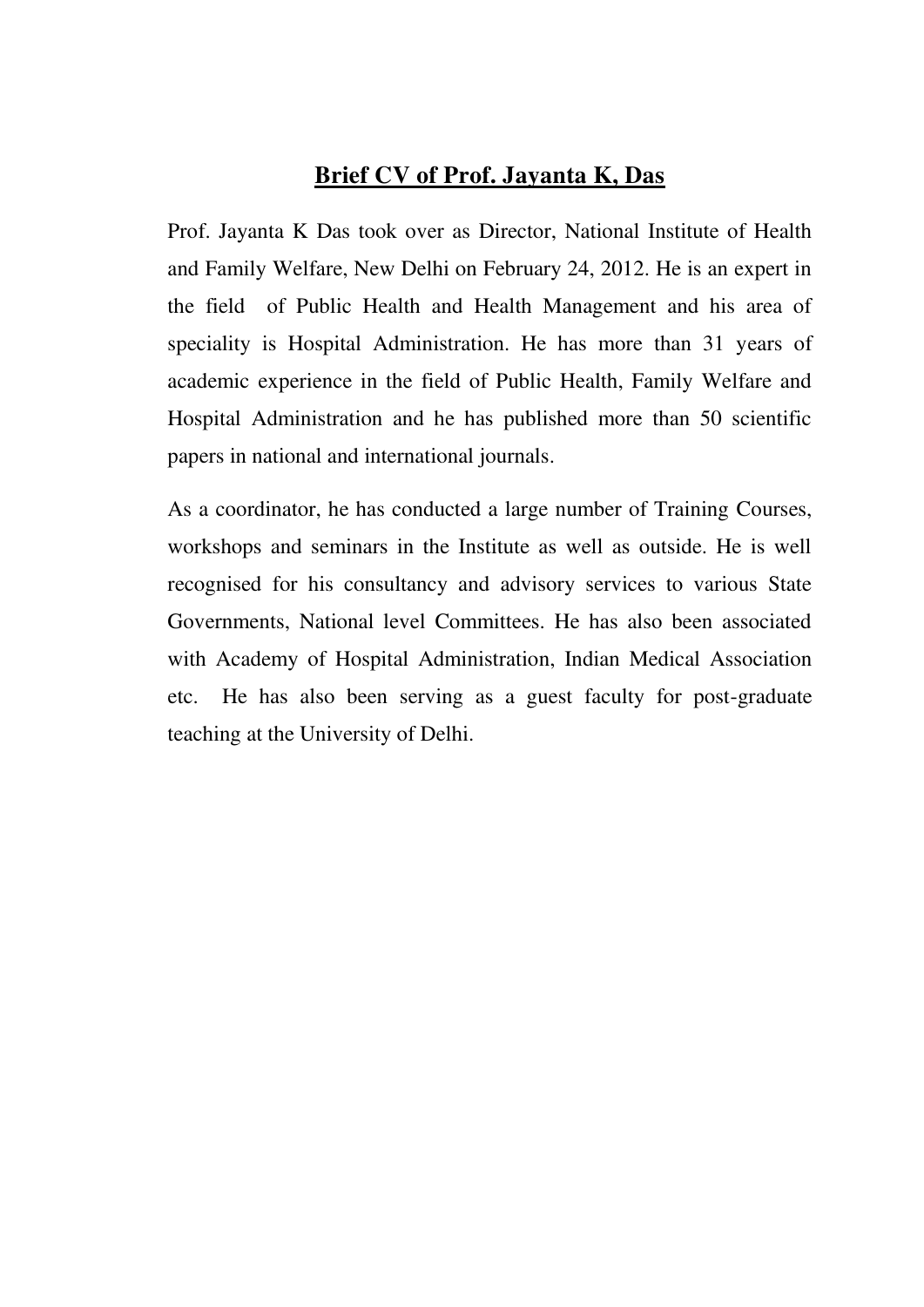# Brief CV of Prof. Jayanta K, Das

Prof. Jayanta K Das took over as Director, National Institute of Health and Family Welfare, New Delhi on February 24, 2012. He is an expert in the field of Public Health and Health Management and his area of speciality is Hospital Administration. He has more than 31 years of academic experience in the field of Public Health, Family Welfare and Hospital Administration and he has published more than 50 scientific papers in national and international journals.

As a coordinator, he has conducted a large number of Training Courses, workshops and seminars in the Institute as well as outside. He is well recognised for his consultancy and advisory services to various State Governments, National level Committees. He has also been associated with Academy of Hospital Administration, Indian Medical Association etc. He has also been serving as a guest faculty for post-graduate teaching at the University of Delhi.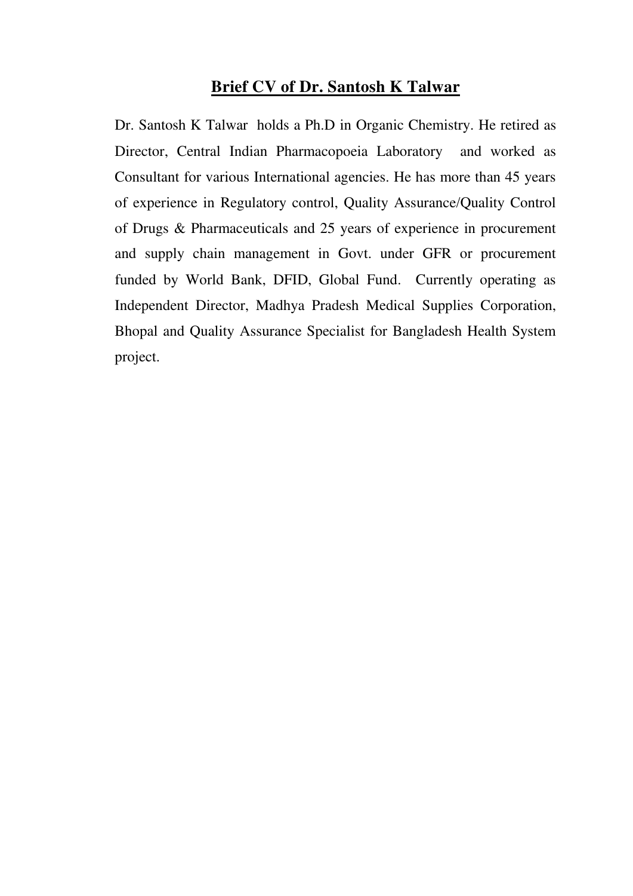# **Brief CV of Dr. Santosh K Talwar**

Dr. Santosh K Talwar holds a Ph.D in Organic Chemistry. He retired as Director, Central Indian Pharmacopoeia Laboratory and worked as Consultant for various International agencies. He has more than 45 years of experience in Regulatory control, Quality Assurance/Quality Control of Drugs & Pharmaceuticals and 25 years of experience in procurement and supply chain management in Govt. under GFR or procurement funded by World Bank, DFID, Global Fund. Currently operating as Independent Director, Madhya Pradesh Medical Supplies Corporation, Bhopal and Quality Assurance Specialist for Bangladesh Health System project.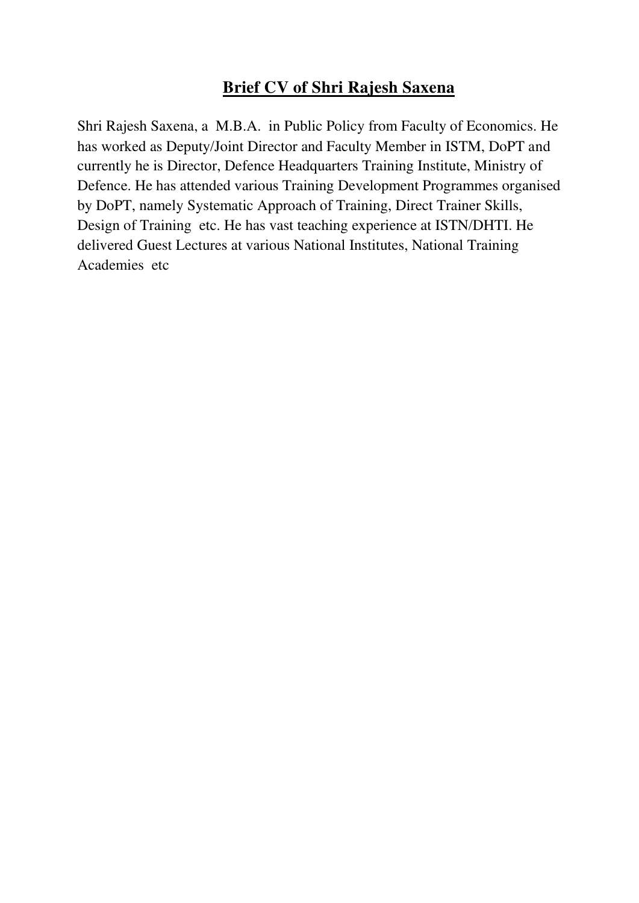## Brief CV of Shri Rajesh Saxena

Shri Rajesh Saxena, a M.B.A. in Public Policy from Faculty of Economics. He has worked as Deputy/Joint Director and Faculty Member in ISTM, DoPT and currently he is Director, Defence Headquarters Training Institute, Ministry of Defence. He has attended various Training Development Programmes organised by DoPT, namely Systematic Approach of Training, Direct Trainer Skills, Design of Training etc. He has vast teaching experience at ISTN/DHTI. He delivered Guest Lectures at various National Institutes, National Training Academies etc